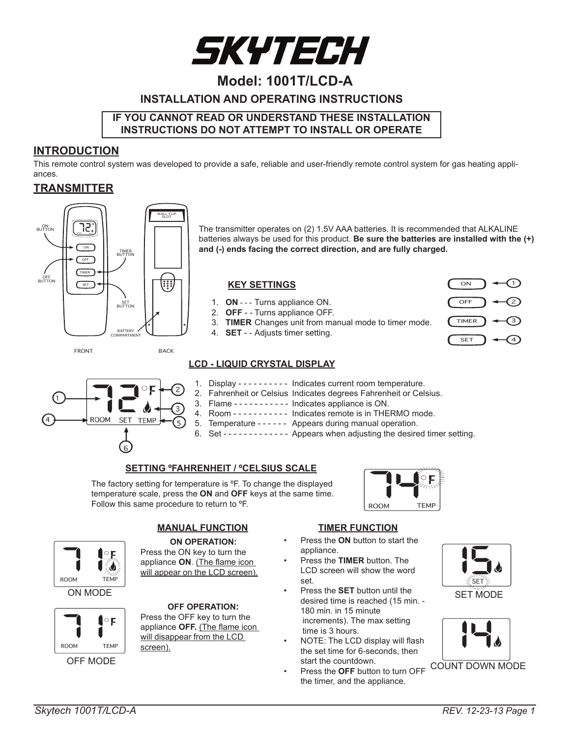# SKYTECH

## Model: 1001T/LCD-A

### INSTALLATION AND OPERATING INSTRUCTIONS

**IF YOU CANNOT READ OR UNDERSTAND THESE INSTALLATION INSTRUCTIONS DO NOT ATTEMPT TO INSTALL OR OPERATE**

## INTRODUCTION

This remote control system was developed to provide a safe, reliable and user-friendly remote control system for gas heating appliances.

## TRANSMITTER

The transmitter operates on (2) 1.5V AAA batteries. It is recommended that ALKALINE batteries always be used for this product. **Be sure the batteries are installed with the (+) and (-) ends facing the correct direction, and are fully charged.**

### KEY SETTINGS

1. **ON** - - - Turns appliance ON.
2. **OFF** - - Turns appliance OFF.
3. **TIMER** Changes unit from manual mode to timer mode.
4. **SET** - - Adjusts timer setting.

### LCD - LIQUID CRYSTAL DISPLAY

1. Display - - - - - - - - - - Indicates current room temperature.
2. Fahrenheit or Celsius Indicates degrees Fahrenheit or Celsius.
3. Flame - - - - - - - - - - - Indicates appliance is ON.
4. Room - - - - - - - - - - - Indicates remote is in THERMO mode.
5. Temperature - - - - - - Appears during manual operation.
6. Set - - - - - - - - - - - - - Appears when adjusting the desired timer setting.

### SETTING ºFAHRENHEIT / ºCELSIUS SCALE

The factory setting for temperature is ºF. To change the displayed temperature scale, press the **ON** and **OFF** keys at the same time. Follow this same procedure to return to ºF.

### MANUAL FUNCTION

**ON OPERATION:**

Press the ON key to turn the appliance **ON**. (The flame icon will appear on the LCD screen).

ON MODE

**OFF OPERATION:**

Press the OFF key to turn the appliance **OFF.** (The flame icon will disappear from the LCD screen).

OFF MODE

### TIMER FUNCTION

- Press the **ON** button to start the appliance.
- Press the **TIMER** button. The LCD screen will show the word set.
- Press the **SET** button until the desired time is reached (15 min. - 180 min. in 15 minute increments). The max setting time is 3 hours.
- NOTE: The LCD display will flash the set time for 6-seconds, then start the countdown.
- Press the **OFF** button to turn OFF the timer, and the appliance.

SET MODE

COUNT DOWN MODE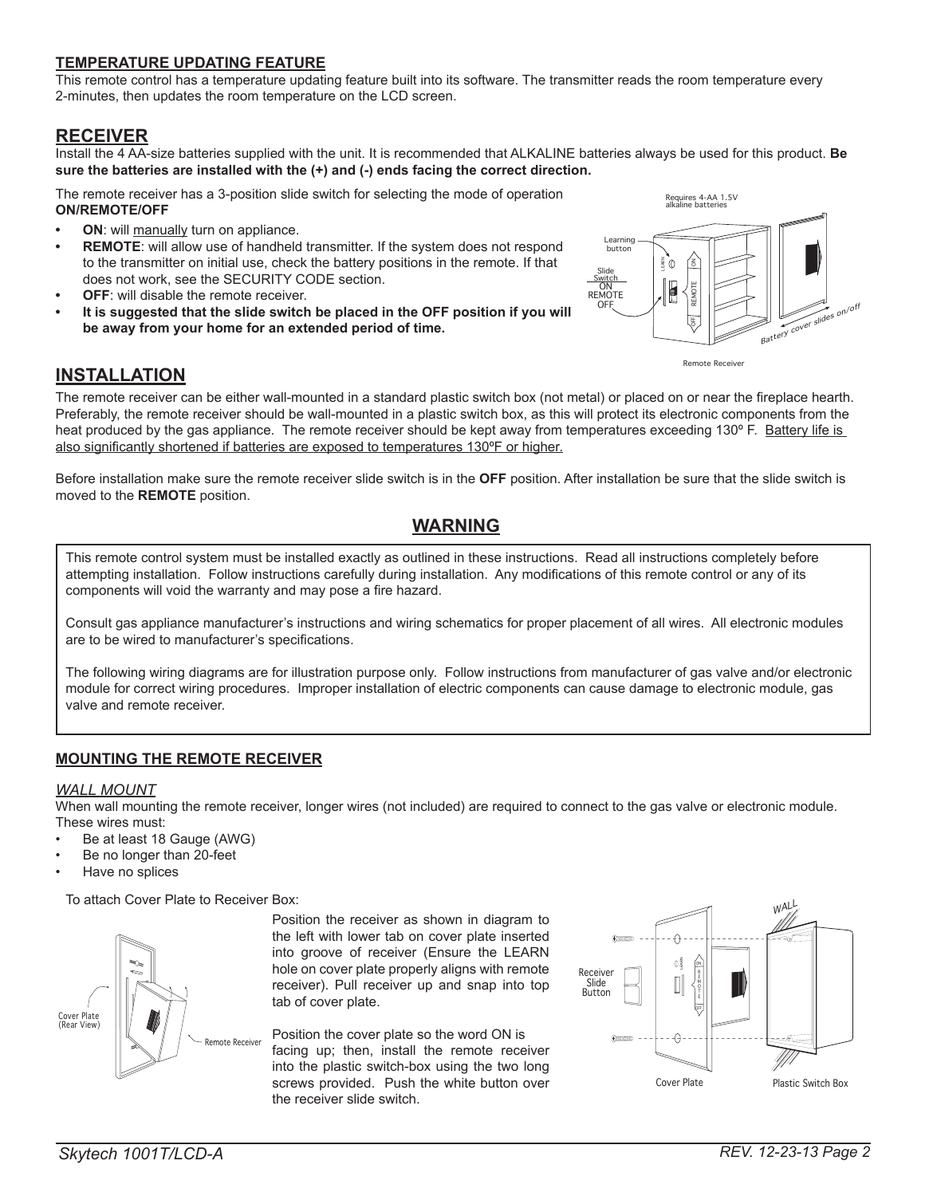### TEMPERATURE UPDATING FEATURE

This remote control has a temperature updating feature built into its software. The transmitter reads the room temperature every 2-minutes, then updates the room temperature on the LCD screen.

## RECEIVER

Install the 4 AA-size batteries supplied with the unit. It is recommended that ALKALINE batteries always be used for this product. **Be sure the batteries are installed with the (+) and (-) ends facing the correct direction.**

The remote receiver has a 3-position slide switch for selecting the mode of operation **ON/REMOTE/OFF**

- **ON**: will manually turn on appliance.
- **REMOTE**: will allow use of handheld transmitter. If the system does not respond to the transmitter on initial use, check the battery positions in the remote. If that does not work, see the SECURITY CODE section.
- **OFF**: will disable the remote receiver.
- **It is suggested that the slide switch be placed in the OFF position if you will be away from your home for an extended period of time.**

## INSTALLATION

The remote receiver can be either wall-mounted in a standard plastic switch box (not metal) or placed on or near the fireplace hearth. Preferably, the remote receiver should be wall-mounted in a plastic switch box, as this will protect its electronic components from the heat produced by the gas appliance. The remote receiver should be kept away from temperatures exceeding 130º F. Battery life is also significantly shortened if batteries are exposed to temperatures 130ºF or higher.

Before installation make sure the remote receiver slide switch is in the **OFF** position. After installation be sure that the slide switch is moved to the **REMOTE** position.

## WARNING

This remote control system must be installed exactly as outlined in these instructions. Read all instructions completely before attempting installation. Follow instructions carefully during installation. Any modifications of this remote control or any of its components will void the warranty and may pose a fire hazard.

Consult gas appliance manufacturer's instructions and wiring schematics for proper placement of all wires. All electronic modules are to be wired to manufacturer's specifications.

The following wiring diagrams are for illustration purpose only. Follow instructions from manufacturer of gas valve and/or electronic module for correct wiring procedures. Improper installation of electric components can cause damage to electronic module, gas valve and remote receiver.

### MOUNTING THE REMOTE RECEIVER

*WALL MOUNT*

When wall mounting the remote receiver, longer wires (not included) are required to connect to the gas valve or electronic module. These wires must:

- Be at least 18 Gauge (AWG)
- Be no longer than 20-feet
- Have no splices

To attach Cover Plate to Receiver Box:

Position the receiver as shown in diagram to the left with lower tab on cover plate inserted into groove of receiver (Ensure the LEARN hole on cover plate properly aligns with remote receiver). Pull receiver up and snap into top tab of cover plate.

Position the cover plate so the word ON is facing up; then, install the remote receiver into the plastic switch-box using the two long screws provided. Push the white button over the receiver slide switch.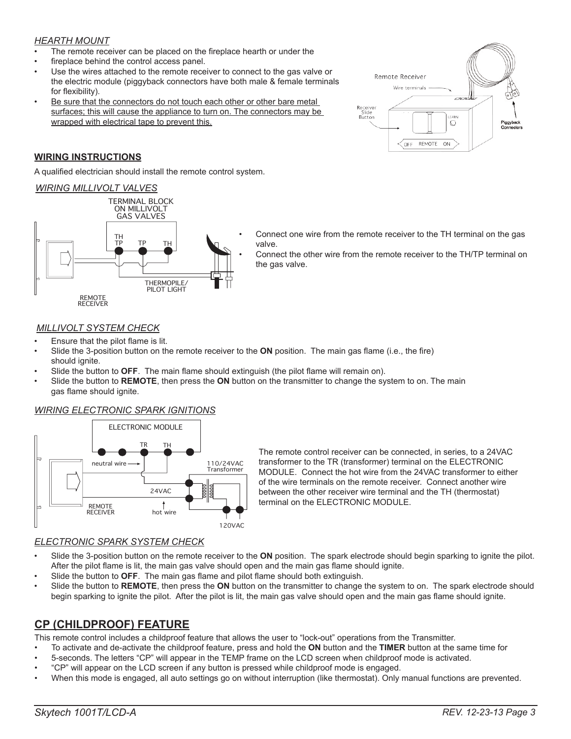*HEARTH MOUNT*

- The remote receiver can be placed on the fireplace hearth or under the
- fireplace behind the control access panel.
- Use the wires attached to the remote receiver to connect to the gas valve or the electric module (piggyback connectors have both male & female terminals for flexibility).
- Be sure that the connectors do not touch each other or other bare metal surfaces; this will cause the appliance to turn on. The connectors may be wrapped with electrical tape to prevent this.

## WIRING INSTRUCTIONS

A qualified electrician should install the remote control system.

*WIRING MILLIVOLT VALVES*

- Connect one wire from the remote receiver to the TH terminal on the gas valve.
- Connect the other wire from the remote receiver to the TH/TP terminal on the gas valve.

*MILLIVOLT SYSTEM CHECK*

- Ensure that the pilot flame is lit.
- Slide the 3-position button on the remote receiver to the **ON** position. The main gas flame (i.e., the fire) should ignite.
- Slide the button to **OFF**. The main flame should extinguish (the pilot flame will remain on).
- Slide the button to **REMOTE**, then press the **ON** button on the transmitter to change the system to on. The main gas flame should ignite.

*WIRING ELECTRONIC SPARK IGNITIONS*

The remote control receiver can be connected, in series, to a 24VAC transformer to the TR (transformer) terminal on the ELECTRONIC MODULE. Connect the hot wire from the 24VAC transformer to either of the wire terminals on the remote receiver. Connect another wire between the other receiver wire terminal and the TH (thermostat) terminal on the ELECTRONIC MODULE.

*ELECTRONIC SPARK SYSTEM CHECK*

- Slide the 3-position button on the remote receiver to the **ON** position. The spark electrode should begin sparking to ignite the pilot. After the pilot flame is lit, the main gas valve should open and the main gas flame should ignite.
- Slide the button to **OFF**. The main gas flame and pilot flame should both extinguish.
- Slide the button to **REMOTE**, then press the **ON** button on the transmitter to change the system to on. The spark electrode should begin sparking to ignite the pilot. After the pilot is lit, the main gas valve should open and the main gas flame should ignite.

## CP (CHILDPROOF) FEATURE

This remote control includes a childproof feature that allows the user to "lock-out" operations from the Transmitter.

- To activate and de-activate the childproof feature, press and hold the **ON** button and the **TIMER** button at the same time for
- 5-seconds. The letters "CP" will appear in the TEMP frame on the LCD screen when childproof mode is activated.
- "CP" will appear on the LCD screen if any button is pressed while childproof mode is engaged.
- When this mode is engaged, all auto settings go on without interruption (like thermostat). Only manual functions are prevented.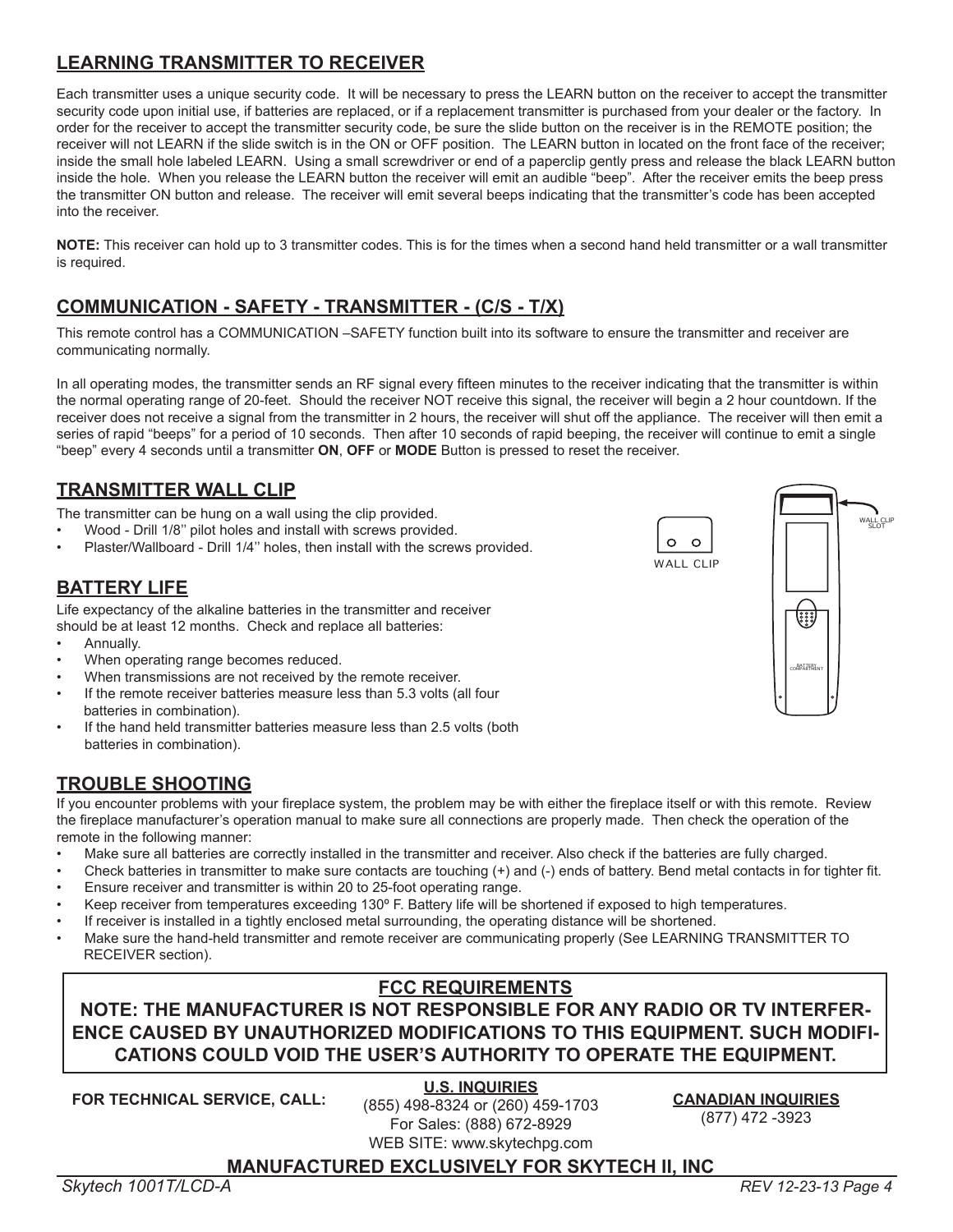## LEARNING TRANSMITTER TO RECEIVER

Each transmitter uses a unique security code. It will be necessary to press the LEARN button on the receiver to accept the transmitter security code upon initial use, if batteries are replaced, or if a replacement transmitter is purchased from your dealer or the factory. In order for the receiver to accept the transmitter security code, be sure the slide button on the receiver is in the REMOTE position; the receiver will not LEARN if the slide switch is in the ON or OFF position. The LEARN button in located on the front face of the receiver; inside the small hole labeled LEARN. Using a small screwdriver or end of a paperclip gently press and release the black LEARN button inside the hole. When you release the LEARN button the receiver will emit an audible "beep". After the receiver emits the beep press the transmitter ON button and release. The receiver will emit several beeps indicating that the transmitter's code has been accepted into the receiver.

**NOTE:** This receiver can hold up to 3 transmitter codes. This is for the times when a second hand held transmitter or a wall transmitter is required.

## COMMUNICATION - SAFETY - TRANSMITTER - (C/S - T/X)

This remote control has a COMMUNICATION –SAFETY function built into its software to ensure the transmitter and receiver are communicating normally.

In all operating modes, the transmitter sends an RF signal every fifteen minutes to the receiver indicating that the transmitter is within the normal operating range of 20-feet. Should the receiver NOT receive this signal, the receiver will begin a 2 hour countdown. If the receiver does not receive a signal from the transmitter in 2 hours, the receiver will shut off the appliance. The receiver will then emit a series of rapid "beeps" for a period of 10 seconds. Then after 10 seconds of rapid beeping, the receiver will continue to emit a single "beep" every 4 seconds until a transmitter **ON**, **OFF** or **MODE** Button is pressed to reset the receiver.

## TRANSMITTER WALL CLIP

The transmitter can be hung on a wall using the clip provided.

- Wood - Drill 1/8'' pilot holes and install with screws provided.
- Plaster/Wallboard - Drill 1/4'' holes, then install with the screws provided.

WALL CLIP

WALL CLIP SLOT

BATTERY COMPARTMENT

## BATTERY LIFE

Life expectancy of the alkaline batteries in the transmitter and receiver should be at least 12 months. Check and replace all batteries:

- Annually.
- When operating range becomes reduced.
- When transmissions are not received by the remote receiver.
- If the remote receiver batteries measure less than 5.3 volts (all four batteries in combination).
- If the hand held transmitter batteries measure less than 2.5 volts (both batteries in combination).

## TROUBLE SHOOTING

If you encounter problems with your fireplace system, the problem may be with either the fireplace itself or with this remote. Review the fireplace manufacturer's operation manual to make sure all connections are properly made. Then check the operation of the remote in the following manner:

- Make sure all batteries are correctly installed in the transmitter and receiver. Also check if the batteries are fully charged.
- Check batteries in transmitter to make sure contacts are touching (+) and (-) ends of battery. Bend metal contacts in for tighter fit.
- Ensure receiver and transmitter is within 20 to 25-foot operating range.
- Keep receiver from temperatures exceeding 130º F. Battery life will be shortened if exposed to high temperatures.
- If receiver is installed in a tightly enclosed metal surrounding, the operating distance will be shortened.
- Make sure the hand-held transmitter and remote receiver are communicating properly (See LEARNING TRANSMITTER TO RECEIVER section).

**FCC REQUIREMENTS**

**NOTE: THE MANUFACTURER IS NOT RESPONSIBLE FOR ANY RADIO OR TV INTERFERENCE CAUSED BY UNAUTHORIZED MODIFICATIONS TO THIS EQUIPMENT. SUCH MODIFICATIONS COULD VOID THE USER'S AUTHORITY TO OPERATE THE EQUIPMENT.**

**FOR TECHNICAL SERVICE, CALL:**

**U.S. INQUIRIES**
(855) 498-8324 or (260) 459-1703
For Sales: (888) 672-8929
WEB SITE: www.skytechpg.com

**CANADIAN INQUIRIES**
(877) 472 -3923

**MANUFACTURED EXCLUSIVELY FOR SKYTECH II, INC**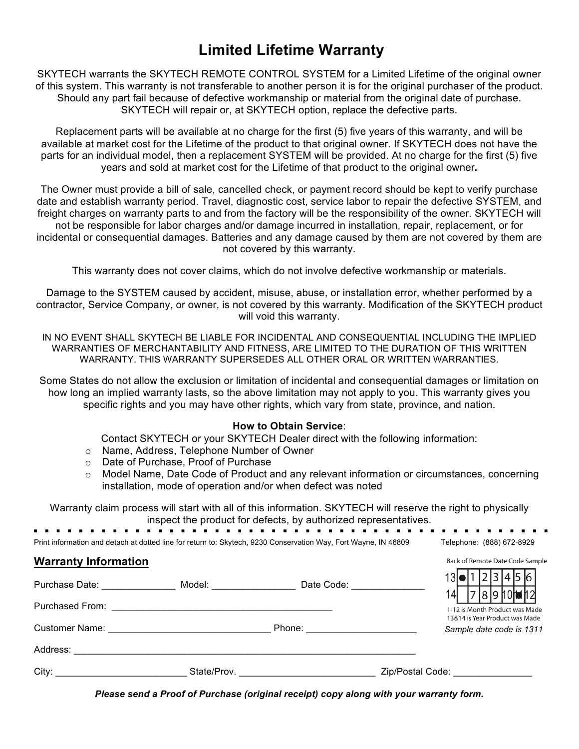# Limited Lifetime Warranty

SKYTECH warrants the SKYTECH REMOTE CONTROL SYSTEM for a Limited Lifetime of the original owner of this system. This warranty is not transferable to another person it is for the original purchaser of the product. Should any part fail because of defective workmanship or material from the original date of purchase. SKYTECH will repair or, at SKYTECH option, replace the defective parts.

Replacement parts will be available at no charge for the first (5) five years of this warranty, and will be available at market cost for the Lifetime of the product to that original owner. If SKYTECH does not have the parts for an individual model, then a replacement SYSTEM will be provided. At no charge for the first (5) five years and sold at market cost for the Lifetime of that product to the original owner**.**

The Owner must provide a bill of sale, cancelled check, or payment record should be kept to verify purchase date and establish warranty period. Travel, diagnostic cost, service labor to repair the defective SYSTEM, and freight charges on warranty parts to and from the factory will be the responsibility of the owner. SKYTECH will not be responsible for labor charges and/or damage incurred in installation, repair, replacement, or for incidental or consequential damages. Batteries and any damage caused by them are not covered by them are not covered by this warranty.

This warranty does not cover claims, which do not involve defective workmanship or materials.

Damage to the SYSTEM caused by accident, misuse, abuse, or installation error, whether performed by a contractor, Service Company, or owner, is not covered by this warranty. Modification of the SKYTECH product will void this warranty.

IN NO EVENT SHALL SKYTECH BE LIABLE FOR INCIDENTAL AND CONSEQUENTIAL INCLUDING THE IMPLIED WARRANTIES OF MERCHANTABILITY AND FITNESS, ARE LIMITED TO THE DURATION OF THIS WRITTEN WARRANTY. THIS WARRANTY SUPERSEDES ALL OTHER ORAL OR WRITTEN WARRANTIES.

Some States do not allow the exclusion or limitation of incidental and consequential damages or limitation on how long an implied warranty lasts, so the above limitation may not apply to you. This warranty gives you specific rights and you may have other rights, which vary from state, province, and nation.

**How to Obtain Service**:

Contact SKYTECH or your SKYTECH Dealer direct with the following information:

- Name, Address, Telephone Number of Owner
- Date of Purchase, Proof of Purchase
- Model Name, Date Code of Product and any relevant information or circumstances, concerning installation, mode of operation and/or when defect was noted

Warranty claim process will start with all of this information. SKYTECH will reserve the right to physically inspect the product for defects, by authorized representatives.

---

Print information and detach at dotted line for return to: Skytech, 9230 Conservation Way, Fort Wayne, IN 46809 Telephone: (888) 672-8929

## Warranty Information

Purchase Date: ______________ Model: ________________ Date Code: ______________

Purchased From: ____________________________________________

Customer Name: ________________________________ Phone: ______________________

Address: ______________________________________________________________________

City: __________________________ State/Prov. ___________________________ Zip/Postal Code: _______________

Back of Remote Date Code Sample

| 13 | ● | 1 | 2 | 3 | 4 | 5 | 6 |
|---|---|---|---|---|---|---|---|
| 14 | | 7 | 8 | 9 | 10 | ● | 12 |

1-12 is Month Product was Made
13&14 is Year Product was Made
*Sample date code is 1311*

***Please send a Proof of Purchase (original receipt) copy along with your warranty form.***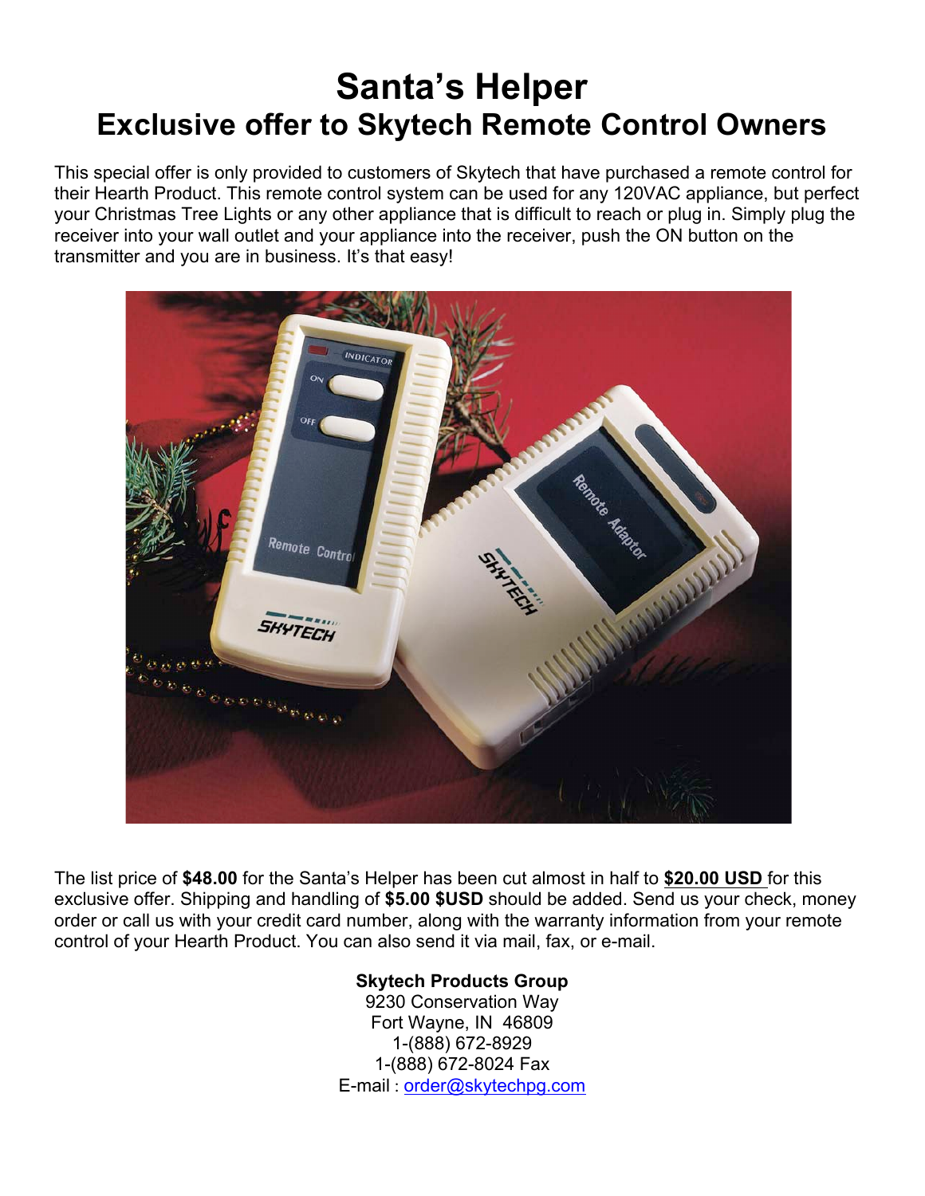# Santa's Helper

## Exclusive offer to Skytech Remote Control Owners

This special offer is only provided to customers of Skytech that have purchased a remote control for their Hearth Product. This remote control system can be used for any 120VAC appliance, but perfect your Christmas Tree Lights or any other appliance that is difficult to reach or plug in. Simply plug the receiver into your wall outlet and your appliance into the receiver, push the ON button on the transmitter and you are in business. It's that easy!

The list price of **$48.00** for the Santa's Helper has been cut almost in half to **$20.00 USD** for this exclusive offer. Shipping and handling of **$5.00 $USD** should be added. Send us your check, money order or call us with your credit card number, along with the warranty information from your remote control of your Hearth Product. You can also send it via mail, fax, or e-mail.

**Skytech Products Group**
9230 Conservation Way
Fort Wayne, IN 46809
1-(888) 672-8929
1-(888) 672-8024 Fax
E-mail : order@skytechpg.com